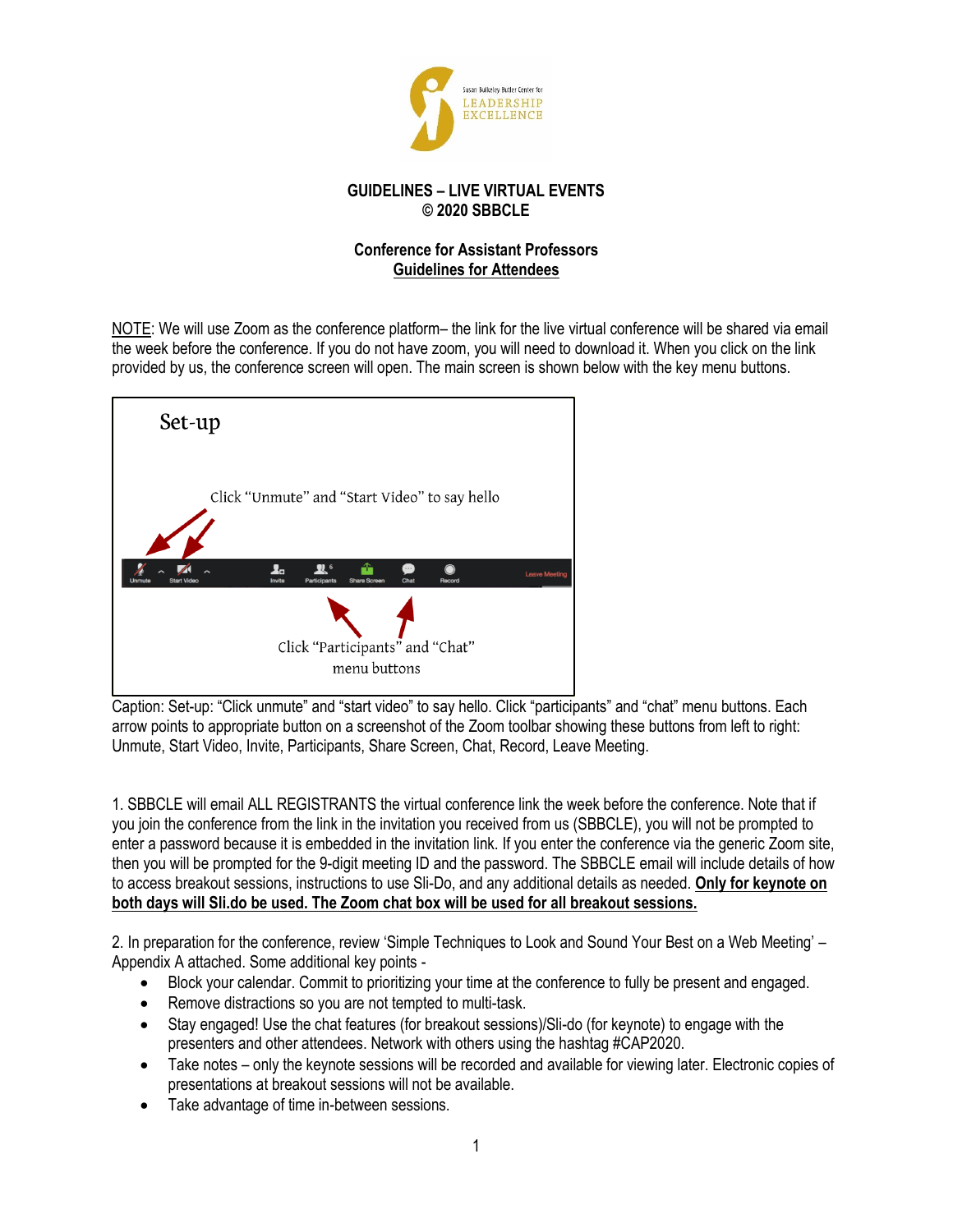**GUIDELINES – LIVE VIRTUAL EVENTS**
**© 2020 SBBCLE**

**Conference for Assistant Professors**
**Guidelines for Attendees**

NOTE: We will use Zoom as the conference platform– the link for the live virtual conference will be shared via email the week before the conference. If you do not have zoom, you will need to download it. When you click on the link provided by us, the conference screen will open. The main screen is shown below with the key menu buttons.

Set-up

Click "Unmute" and "Start Video" to say hello

Click "Participants" and "Chat" menu buttons

Caption: Set-up: "Click unmute" and "start video" to say hello. Click "participants" and "chat" menu buttons. Each arrow points to appropriate button on a screenshot of the Zoom toolbar showing these buttons from left to right: Unmute, Start Video, Invite, Participants, Share Screen, Chat, Record, Leave Meeting.

1. SBBCLE will email ALL REGISTRANTS the virtual conference link the week before the conference. Note that if you join the conference from the link in the invitation you received from us (SBBCLE), you will not be prompted to enter a password because it is embedded in the invitation link. If you enter the conference via the generic Zoom site, then you will be prompted for the 9-digit meeting ID and the password. The SBBCLE email will include details of how to access breakout sessions, instructions to use Sli-Do, and any additional details as needed. **Only for keynote on both days will Sli.do be used. The Zoom chat box will be used for all breakout sessions.**

2. In preparation for the conference, review 'Simple Techniques to Look and Sound Your Best on a Web Meeting' – Appendix A attached. Some additional key points -

- Block your calendar. Commit to prioritizing your time at the conference to fully be present and engaged.
- Remove distractions so you are not tempted to multi-task.
- Stay engaged! Use the chat features (for breakout sessions)/Sli-do (for keynote) to engage with the presenters and other attendees. Network with others using the hashtag #CAP2020.
- Take notes – only the keynote sessions will be recorded and available for viewing later. Electronic copies of presentations at breakout sessions will not be available.
- Take advantage of time in-between sessions.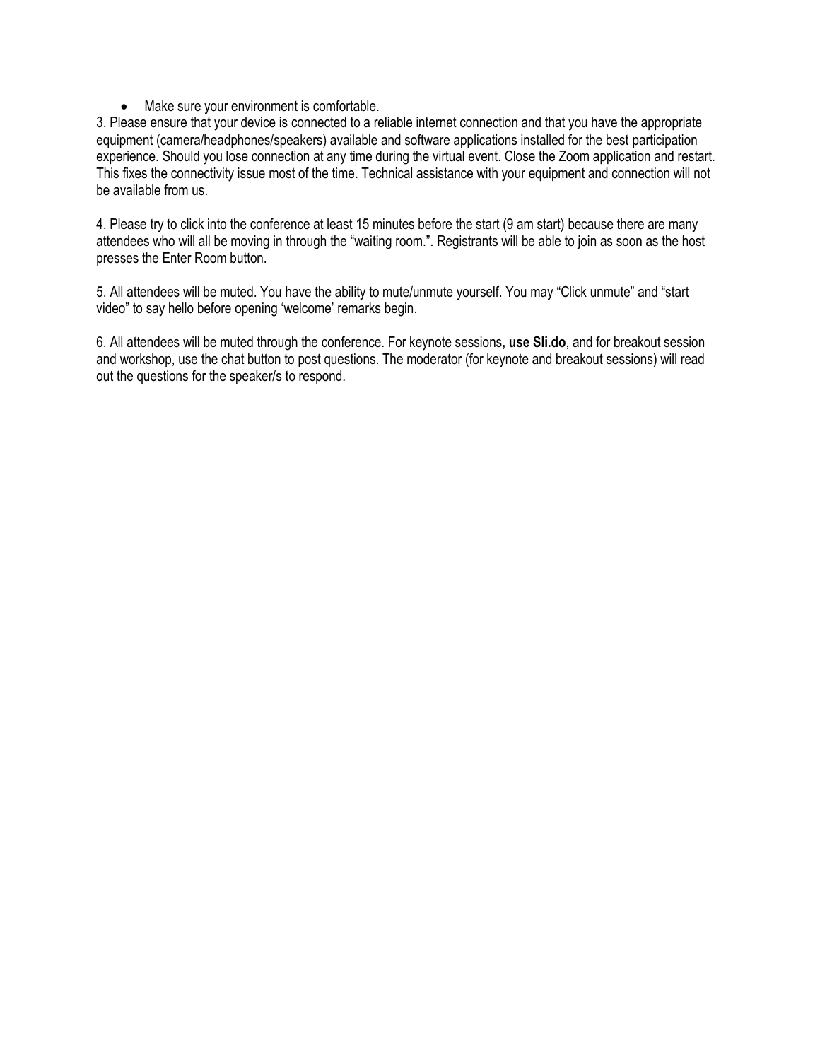- Make sure your environment is comfortable.

3. Please ensure that your device is connected to a reliable internet connection and that you have the appropriate equipment (camera/headphones/speakers) available and software applications installed for the best participation experience. Should you lose connection at any time during the virtual event. Close the Zoom application and restart. This fixes the connectivity issue most of the time. Technical assistance with your equipment and connection will not be available from us.

4. Please try to click into the conference at least 15 minutes before the start (9 am start) because there are many attendees who will all be moving in through the "waiting room.". Registrants will be able to join as soon as the host presses the Enter Room button.

5. All attendees will be muted. You have the ability to mute/unmute yourself. You may "Click unmute" and "start video" to say hello before opening 'welcome' remarks begin.

6. All attendees will be muted through the conference. For keynote sessions**, use Sli.do**, and for breakout session and workshop, use the chat button to post questions. The moderator (for keynote and breakout sessions) will read out the questions for the speaker/s to respond.